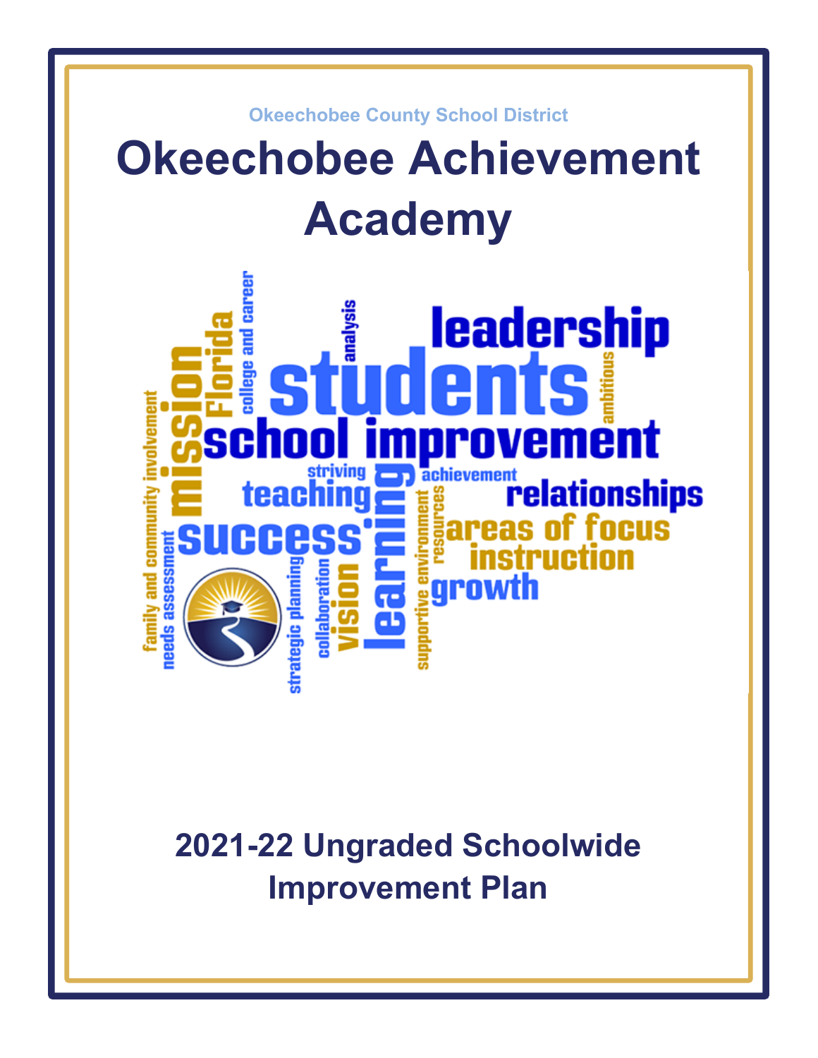Okeechobee County School District

# Okeechobee Achievement Academy

## 2021-22 Ungraded Schoolwide Improvement Plan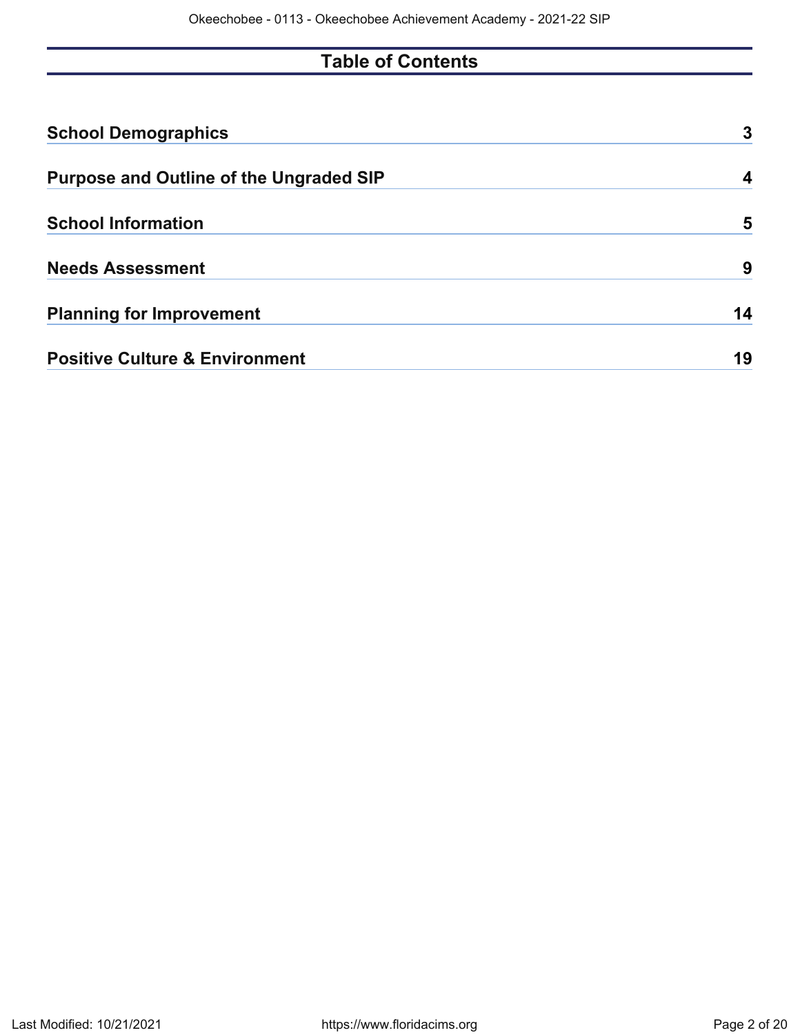# Table of Contents

| | |
|---|---|
| **School Demographics** | **3** |
| **Purpose and Outline of the Ungraded SIP** | **4** |
| **School Information** | **5** |
| **Needs Assessment** | **9** |
| **Planning for Improvement** | **14** |
| **Positive Culture & Environment** | **19** |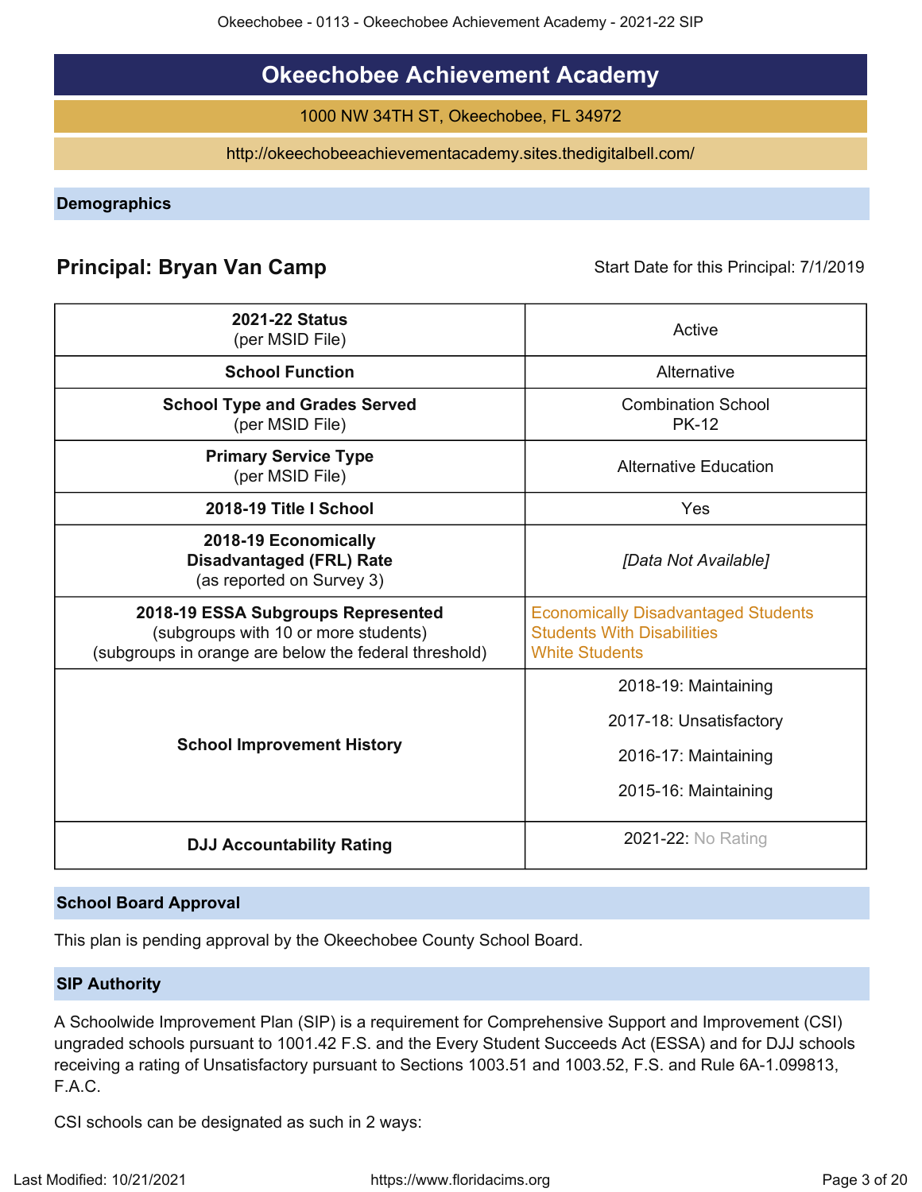# Okeechobee Achievement Academy

1000 NW 34TH ST, Okeechobee, FL 34972

http://okeechobeeachievementacademy.sites.thedigitalbell.com/

## Demographics

**Principal: Bryan Van Camp** Start Date for this Principal: 7/1/2019

| | |
|---|---|
| **2021-22 Status** (per MSID File) | Active |
| **School Function** | Alternative |
| **School Type and Grades Served** (per MSID File) | Combination School PK-12 |
| **Primary Service Type** (per MSID File) | Alternative Education |
| **2018-19 Title I School** | Yes |
| **2018-19 Economically Disadvantaged (FRL) Rate** (as reported on Survey 3) | *[Data Not Available]* |
| **2018-19 ESSA Subgroups Represented** (subgroups with 10 or more students) (subgroups in orange are below the federal threshold) | Economically Disadvantaged Students<br>Students With Disabilities<br>White Students |
| **School Improvement History** | 2018-19: Maintaining<br>2017-18: Unsatisfactory<br>2016-17: Maintaining<br>2015-16: Maintaining |
| **DJJ Accountability Rating** | 2021-22: No Rating |

## School Board Approval

This plan is pending approval by the Okeechobee County School Board.

## SIP Authority

A Schoolwide Improvement Plan (SIP) is a requirement for Comprehensive Support and Improvement (CSI) ungraded schools pursuant to 1001.42 F.S. and the Every Student Succeeds Act (ESSA) and for DJJ schools receiving a rating of Unsatisfactory pursuant to Sections 1003.51 and 1003.52, F.S. and Rule 6A-1.099813, F.A.C.

CSI schools can be designated as such in 2 ways: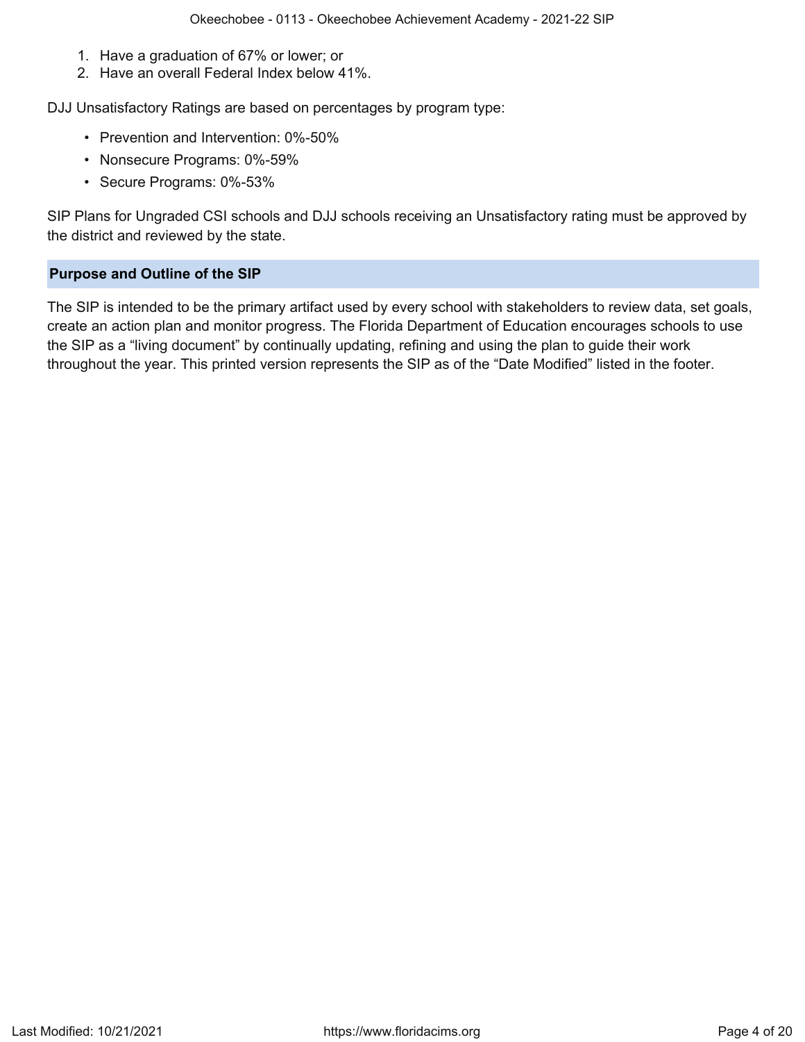2. Have a graduation of 67% or lower; or
3. Have an overall Federal Index below 41%.

DJJ Unsatisfactory Ratings are based on percentages by program type:

- Prevention and Intervention: 0%-50%
- Nonsecure Programs: 0%-59%
- Secure Programs: 0%-53%

SIP Plans for Ungraded CSI schools and DJJ schools receiving an Unsatisfactory rating must be approved by the district and reviewed by the state.

## Purpose and Outline of the SIP

The SIP is intended to be the primary artifact used by every school with stakeholders to review data, set goals, create an action plan and monitor progress. The Florida Department of Education encourages schools to use the SIP as a "living document" by continually updating, refining and using the plan to guide their work throughout the year. This printed version represents the SIP as of the "Date Modified" listed in the footer.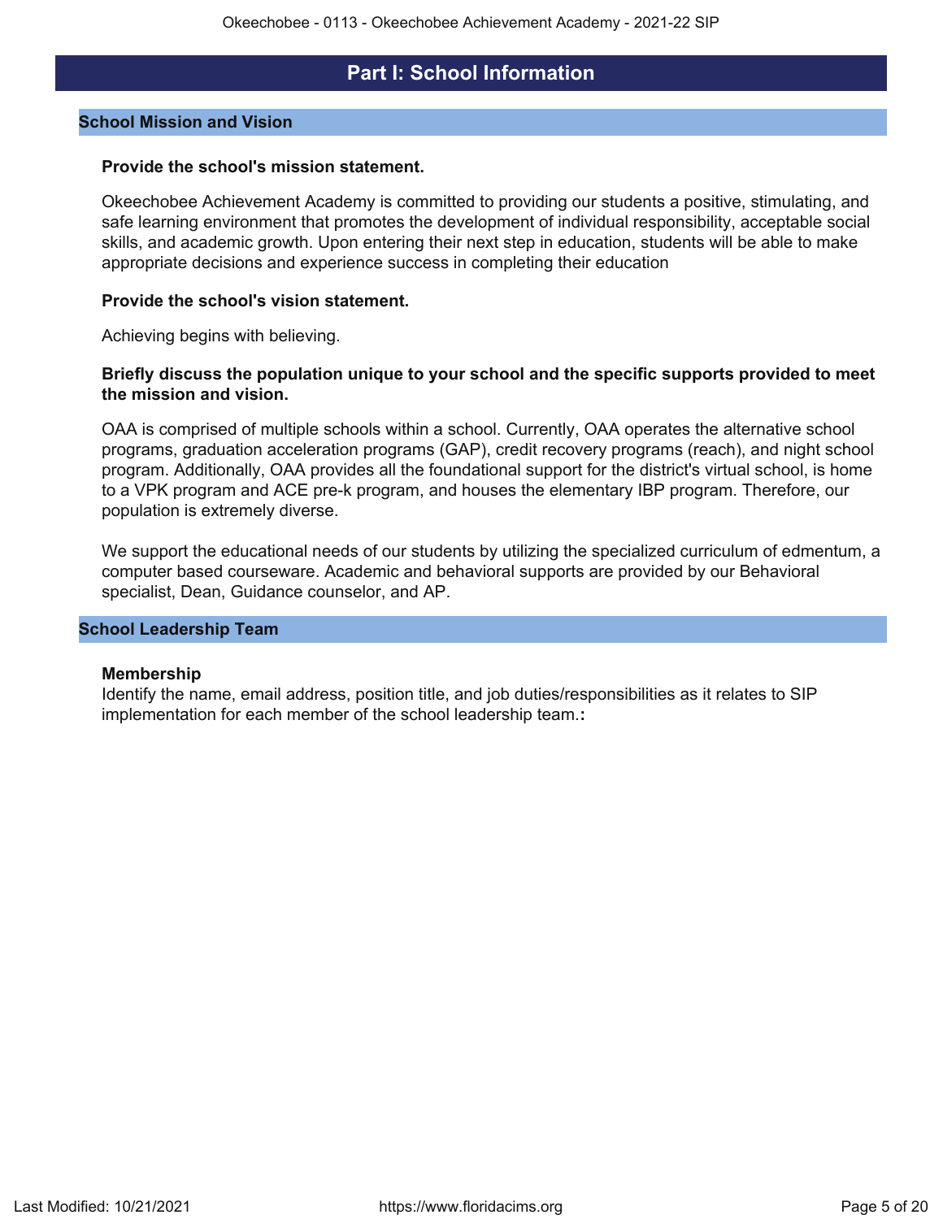# Part I: School Information

## School Mission and Vision

**Provide the school's mission statement.**

Okeechobee Achievement Academy is committed to providing our students a positive, stimulating, and safe learning environment that promotes the development of individual responsibility, acceptable social skills, and academic growth. Upon entering their next step in education, students will be able to make appropriate decisions and experience success in completing their education

**Provide the school's vision statement.**

Achieving begins with believing.

**Briefly discuss the population unique to your school and the specific supports provided to meet the mission and vision.**

OAA is comprised of multiple schools within a school. Currently, OAA operates the alternative school programs, graduation acceleration programs (GAP), credit recovery programs (reach), and night school program. Additionally, OAA provides all the foundational support for the district's virtual school, is home to a VPK program and ACE pre-k program, and houses the elementary IBP program. Therefore, our population is extremely diverse.

We support the educational needs of our students by utilizing the specialized curriculum of edmentum, a computer based courseware. Academic and behavioral supports are provided by our Behavioral specialist, Dean, Guidance counselor, and AP.

## School Leadership Team

**Membership**

Identify the name, email address, position title, and job duties/responsibilities as it relates to SIP implementation for each member of the school leadership team.**:**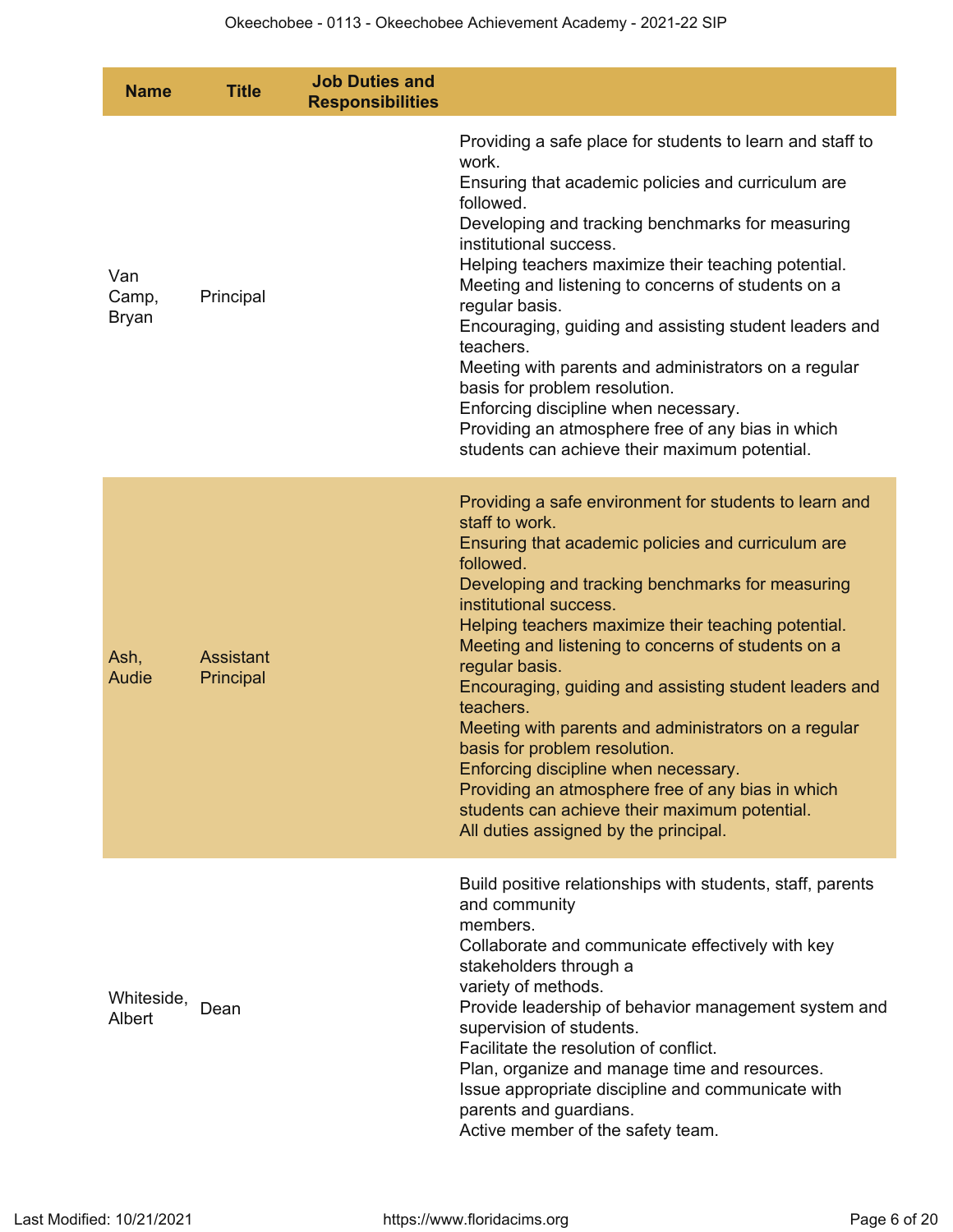| Name | Title | Job Duties and Responsibilities |
|---|---|---|
| Van Camp, Bryan | Principal | Providing a safe place for students to learn and staff to work.<br>Ensuring that academic policies and curriculum are followed.<br>Developing and tracking benchmarks for measuring institutional success.<br>Helping teachers maximize their teaching potential.<br>Meeting and listening to concerns of students on a regular basis.<br>Encouraging, guiding and assisting student leaders and teachers.<br>Meeting with parents and administrators on a regular basis for problem resolution.<br>Enforcing discipline when necessary.<br>Providing an atmosphere free of any bias in which students can achieve their maximum potential. |
| Ash, Audie | Assistant Principal | Providing a safe environment for students to learn and staff to work.<br>Ensuring that academic policies and curriculum are followed.<br>Developing and tracking benchmarks for measuring institutional success.<br>Helping teachers maximize their teaching potential.<br>Meeting and listening to concerns of students on a regular basis.<br>Encouraging, guiding and assisting student leaders and teachers.<br>Meeting with parents and administrators on a regular basis for problem resolution.<br>Enforcing discipline when necessary.<br>Providing an atmosphere free of any bias in which students can achieve their maximum potential.<br>All duties assigned by the principal. |
| Whiteside, Albert | Dean | Build positive relationships with students, staff, parents and community members.<br>Collaborate and communicate effectively with key stakeholders through a variety of methods.<br>Provide leadership of behavior management system and supervision of students.<br>Facilitate the resolution of conflict.<br>Plan, organize and manage time and resources.<br>Issue appropriate discipline and communicate with parents and guardians.<br>Active member of the safety team. |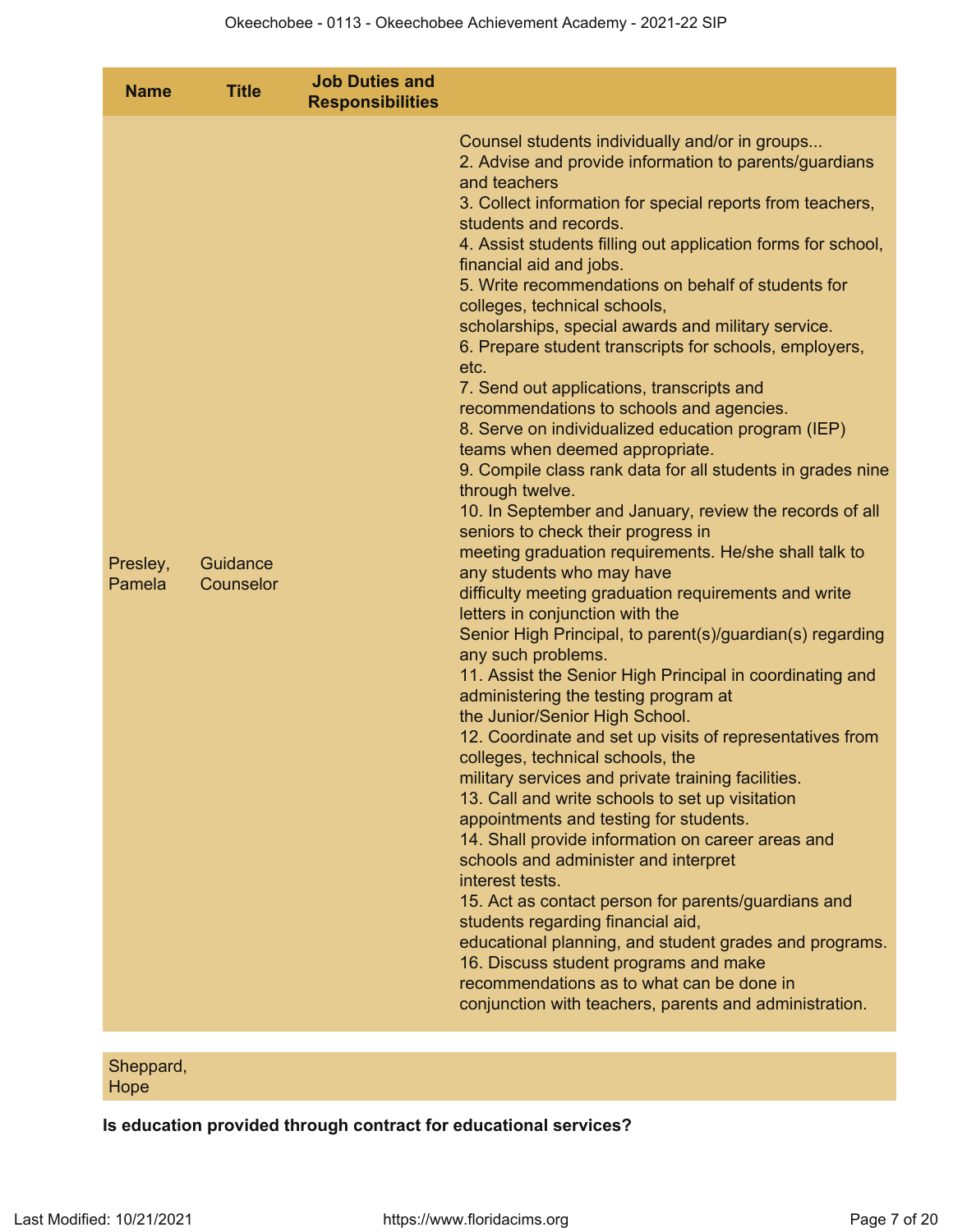| Name | Title | Job Duties and Responsibilities | |
|---|---|---|---|
| Presley, Pamela | Guidance Counselor | | Counsel students individually and/or in groups...<br>2. Advise and provide information to parents/guardians and teachers<br>3. Collect information for special reports from teachers, students and records.<br>4. Assist students filling out application forms for school, financial aid and jobs.<br>5. Write recommendations on behalf of students for colleges, technical schools,<br>scholarships, special awards and military service.<br>6. Prepare student transcripts for schools, employers, etc.<br>7. Send out applications, transcripts and recommendations to schools and agencies.<br>8. Serve on individualized education program (IEP) teams when deemed appropriate.<br>9. Compile class rank data for all students in grades nine through twelve.<br>10. In September and January, review the records of all seniors to check their progress in<br>meeting graduation requirements. He/she shall talk to any students who may have<br>difficulty meeting graduation requirements and write letters in conjunction with the<br>Senior High Principal, to parent(s)/guardian(s) regarding any such problems.<br>11. Assist the Senior High Principal in coordinating and administering the testing program at<br>the Junior/Senior High School.<br>12. Coordinate and set up visits of representatives from colleges, technical schools, the<br>military services and private training facilities.<br>13. Call and write schools to set up visitation appointments and testing for students.<br>14. Shall provide information on career areas and schools and administer and interpret<br>interest tests.<br>15. Act as contact person for parents/guardians and students regarding financial aid,<br>educational planning, and student grades and programs.<br>16. Discuss student programs and make recommendations as to what can be done in conjunction with teachers, parents and administration. |
| Sheppard, Hope | | | |

**Is education provided through contract for educational services?**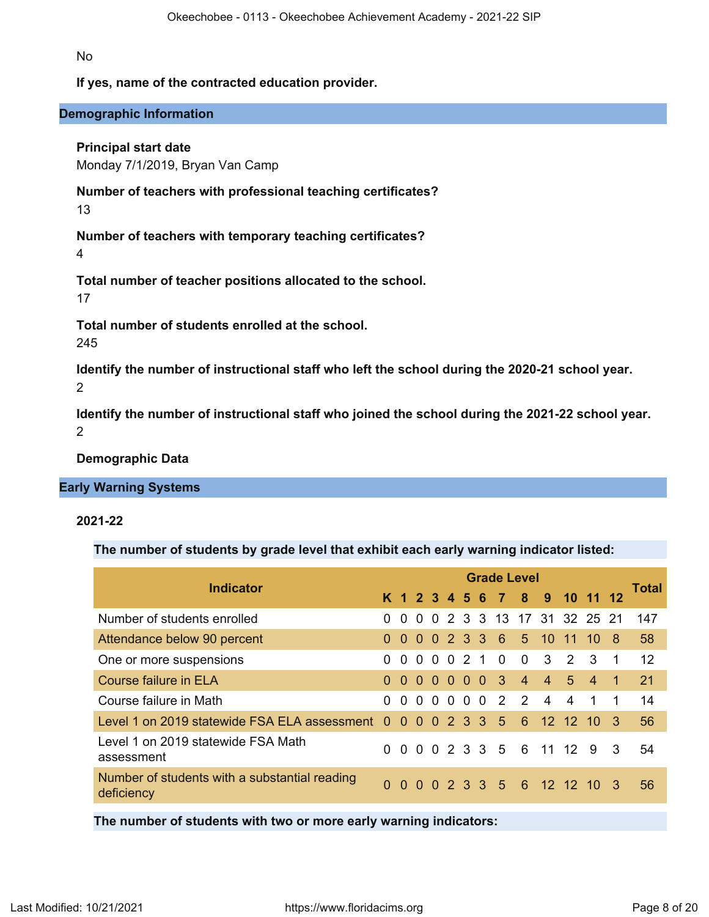No

**If yes, name of the contracted education provider.**

## Demographic Information

**Principal start date**

Monday 7/1/2019, Bryan Van Camp

**Number of teachers with professional teaching certificates?**

13

**Number of teachers with temporary teaching certificates?**

4

**Total number of teacher positions allocated to the school.**

17

**Total number of students enrolled at the school.**

245

**Identify the number of instructional staff who left the school during the 2020-21 school year.**

2

**Identify the number of instructional staff who joined the school during the 2021-22 school year.**

2

**Demographic Data**

## Early Warning Systems

**2021-22**

**The number of students by grade level that exhibit each early warning indicator listed:**

| Indicator | Grade Level | | | | | | | | | | | | | Total |
|---|---|---|---|---|---|---|---|---|---|---|---|---|---|---|
| | K | 1 | 2 | 3 | 4 | 5 | 6 | 7 | 8 | 9 | 10 | 11 | 12 | |
| Number of students enrolled | 0 | 0 | 0 | 0 | 2 | 3 | 3 | 13 | 17 | 31 | 32 | 25 | 21 | 147 |
| Attendance below 90 percent | 0 | 0 | 0 | 0 | 2 | 3 | 3 | 6 | 5 | 10 | 11 | 10 | 8 | 58 |
| One or more suspensions | 0 | 0 | 0 | 0 | 0 | 2 | 1 | 0 | 0 | 3 | 2 | 3 | 1 | 12 |
| Course failure in ELA | 0 | 0 | 0 | 0 | 0 | 0 | 0 | 3 | 4 | 4 | 5 | 4 | 1 | 21 |
| Course failure in Math | 0 | 0 | 0 | 0 | 0 | 0 | 0 | 2 | 2 | 4 | 4 | 1 | 1 | 14 |
| Level 1 on 2019 statewide FSA ELA assessment | 0 | 0 | 0 | 0 | 2 | 3 | 3 | 5 | 6 | 12 | 12 | 10 | 3 | 56 |
| Level 1 on 2019 statewide FSA Math assessment | 0 | 0 | 0 | 0 | 2 | 3 | 3 | 5 | 6 | 11 | 12 | 9 | 3 | 54 |
| Number of students with a substantial reading deficiency | 0 | 0 | 0 | 0 | 2 | 3 | 3 | 5 | 6 | 12 | 12 | 10 | 3 | 56 |

**The number of students with two or more early warning indicators:**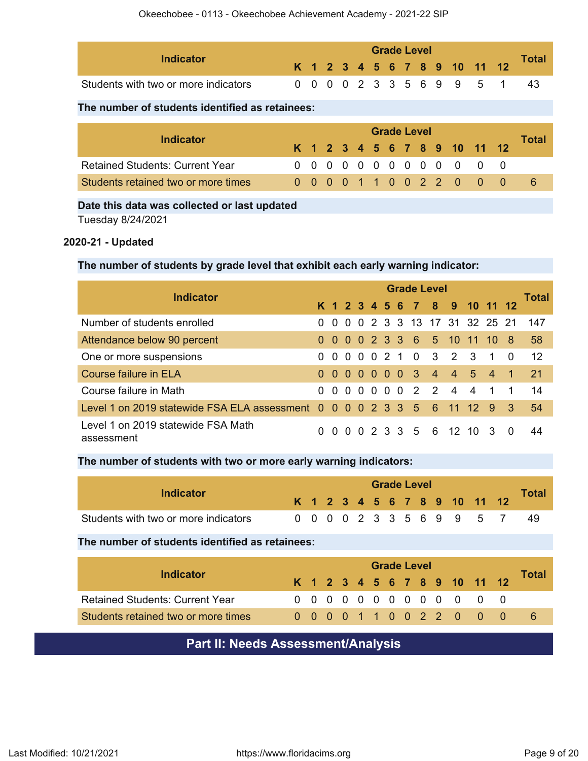| Indicator | Grade Level | | | | | | | | | | | | | Total |
|---|---|---|---|---|---|---|---|---|---|---|---|---|---|---|
| | K | 1 | 2 | 3 | 4 | 5 | 6 | 7 | 8 | 9 | 10 | 11 | 12 | |
| Students with two or more indicators | 0 | 0 | 0 | 0 | 2 | 3 | 3 | 5 | 6 | 9 | 9 | 5 | 1 | 43 |

**The number of students identified as retainees:**

| Indicator | Grade Level | | | | | | | | | | | | | Total |
|---|---|---|---|---|---|---|---|---|---|---|---|---|---|---|
| | K | 1 | 2 | 3 | 4 | 5 | 6 | 7 | 8 | 9 | 10 | 11 | 12 | |
| Retained Students: Current Year | 0 | 0 | 0 | 0 | 0 | 0 | 0 | 0 | 0 | 0 | 0 | 0 | 0 | |
| Students retained two or more times | 0 | 0 | 0 | 0 | 1 | 1 | 0 | 0 | 2 | 2 | 0 | 0 | 0 | 6 |

**Date this data was collected or last updated**

Tuesday 8/24/2021

### 2020-21 - Updated

**The number of students by grade level that exhibit each early warning indicator:**

| Indicator | Grade Level | | | | | | | | | | | | | Total |
|---|---|---|---|---|---|---|---|---|---|---|---|---|---|---|
| | K | 1 | 2 | 3 | 4 | 5 | 6 | 7 | 8 | 9 | 10 | 11 | 12 | |
| Number of students enrolled | 0 | 0 | 0 | 0 | 2 | 3 | 3 | 13 | 17 | 31 | 32 | 25 | 21 | 147 |
| Attendance below 90 percent | 0 | 0 | 0 | 0 | 2 | 3 | 3 | 6 | 5 | 10 | 11 | 10 | 8 | 58 |
| One or more suspensions | 0 | 0 | 0 | 0 | 0 | 2 | 1 | 0 | 3 | 2 | 3 | 1 | 0 | 12 |
| Course failure in ELA | 0 | 0 | 0 | 0 | 0 | 0 | 0 | 3 | 4 | 4 | 5 | 4 | 1 | 21 |
| Course failure in Math | 0 | 0 | 0 | 0 | 0 | 0 | 0 | 2 | 2 | 4 | 4 | 1 | 1 | 14 |
| Level 1 on 2019 statewide FSA ELA assessment | 0 | 0 | 0 | 0 | 2 | 3 | 3 | 5 | 6 | 11 | 12 | 9 | 3 | 54 |
| Level 1 on 2019 statewide FSA Math assessment | 0 | 0 | 0 | 0 | 2 | 3 | 3 | 5 | 6 | 12 | 10 | 3 | 0 | 44 |

**The number of students with two or more early warning indicators:**

| Indicator | Grade Level | | | | | | | | | | | | | Total |
|---|---|---|---|---|---|---|---|---|---|---|---|---|---|---|
| | K | 1 | 2 | 3 | 4 | 5 | 6 | 7 | 8 | 9 | 10 | 11 | 12 | |
| Students with two or more indicators | 0 | 0 | 0 | 0 | 2 | 3 | 3 | 5 | 6 | 9 | 9 | 5 | 7 | 49 |

**The number of students identified as retainees:**

| Indicator | Grade Level | | | | | | | | | | | | | Total |
|---|---|---|---|---|---|---|---|---|---|---|---|---|---|---|
| | K | 1 | 2 | 3 | 4 | 5 | 6 | 7 | 8 | 9 | 10 | 11 | 12 | |
| Retained Students: Current Year | 0 | 0 | 0 | 0 | 0 | 0 | 0 | 0 | 0 | 0 | 0 | 0 | 0 | |
| Students retained two or more times | 0 | 0 | 0 | 0 | 1 | 1 | 0 | 0 | 2 | 2 | 0 | 0 | 0 | 6 |

## Part II: Needs Assessment/Analysis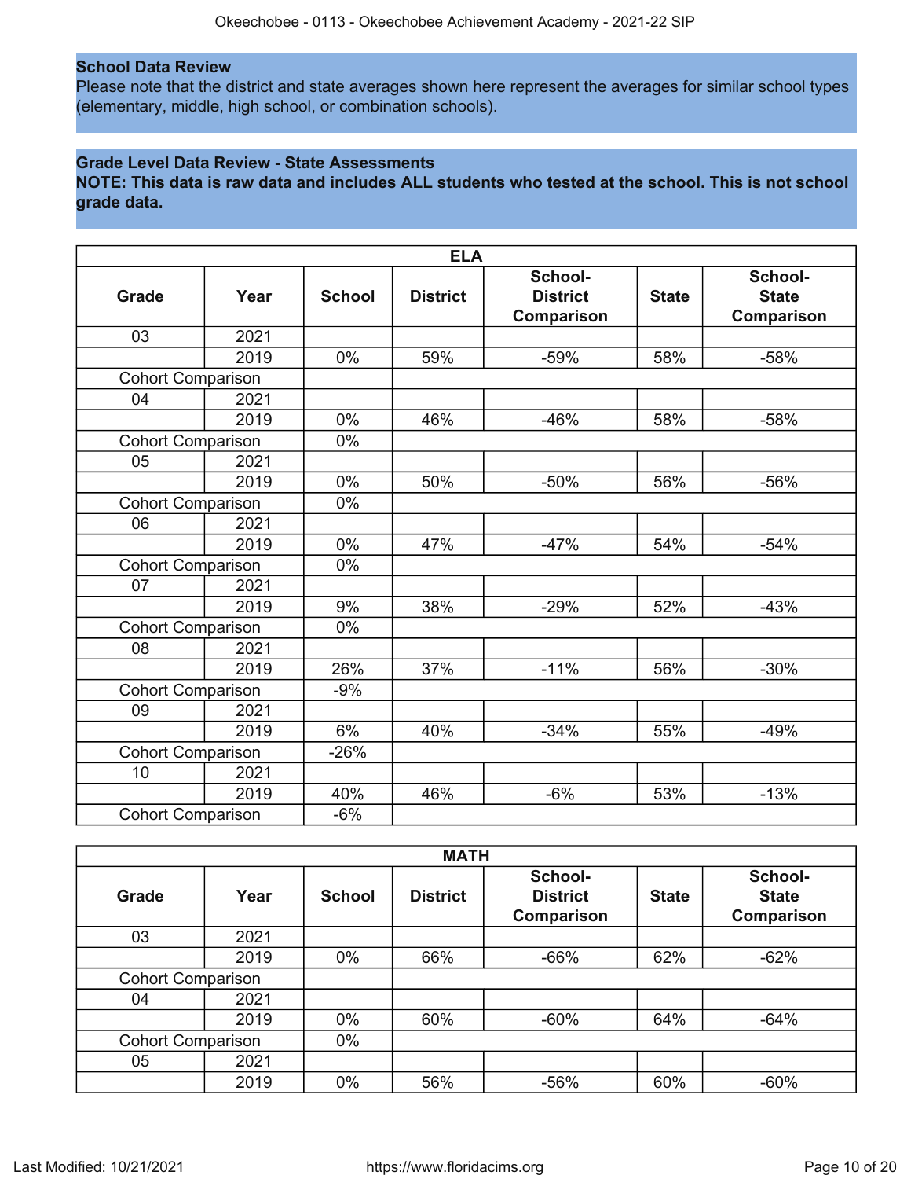**School Data Review**
Please note that the district and state averages shown here represent the averages for similar school types (elementary, middle, high school, or combination schools).

**Grade Level Data Review - State Assessments**
**NOTE: This data is raw data and includes ALL students who tested at the school. This is not school grade data.**

| ELA | | | | | | |
|---|---|---|---|---|---|---|
| **Grade** | **Year** | **School** | **District** | **School-District Comparison** | **State** | **School-State Comparison** |
| 03 | 2021 | | | | | |
| | 2019 | 0% | 59% | -59% | 58% | -58% |
| Cohort Comparison | | | | | | |
| 04 | 2021 | | | | | |
| | 2019 | 0% | 46% | -46% | 58% | -58% |
| Cohort Comparison | | 0% | | | | |
| 05 | 2021 | | | | | |
| | 2019 | 0% | 50% | -50% | 56% | -56% |
| Cohort Comparison | | 0% | | | | |
| 06 | 2021 | | | | | |
| | 2019 | 0% | 47% | -47% | 54% | -54% |
| Cohort Comparison | | 0% | | | | |
| 07 | 2021 | | | | | |
| | 2019 | 9% | 38% | -29% | 52% | -43% |
| Cohort Comparison | | 0% | | | | |
| 08 | 2021 | | | | | |
| | 2019 | 26% | 37% | -11% | 56% | -30% |
| Cohort Comparison | | -9% | | | | |
| 09 | 2021 | | | | | |
| | 2019 | 6% | 40% | -34% | 55% | -49% |
| Cohort Comparison | | -26% | | | | |
| 10 | 2021 | | | | | |
| | 2019 | 40% | 46% | -6% | 53% | -13% |
| Cohort Comparison | | -6% | | | | |

| MATH | | | | | | |
|---|---|---|---|---|---|---|
| **Grade** | **Year** | **School** | **District** | **School-District Comparison** | **State** | **School-State Comparison** |
| 03 | 2021 | | | | | |
| | 2019 | 0% | 66% | -66% | 62% | -62% |
| Cohort Comparison | | | | | | |
| 04 | 2021 | | | | | |
| | 2019 | 0% | 60% | -60% | 64% | -64% |
| Cohort Comparison | | 0% | | | | |
| 05 | 2021 | | | | | |
| | 2019 | 0% | 56% | -56% | 60% | -60% |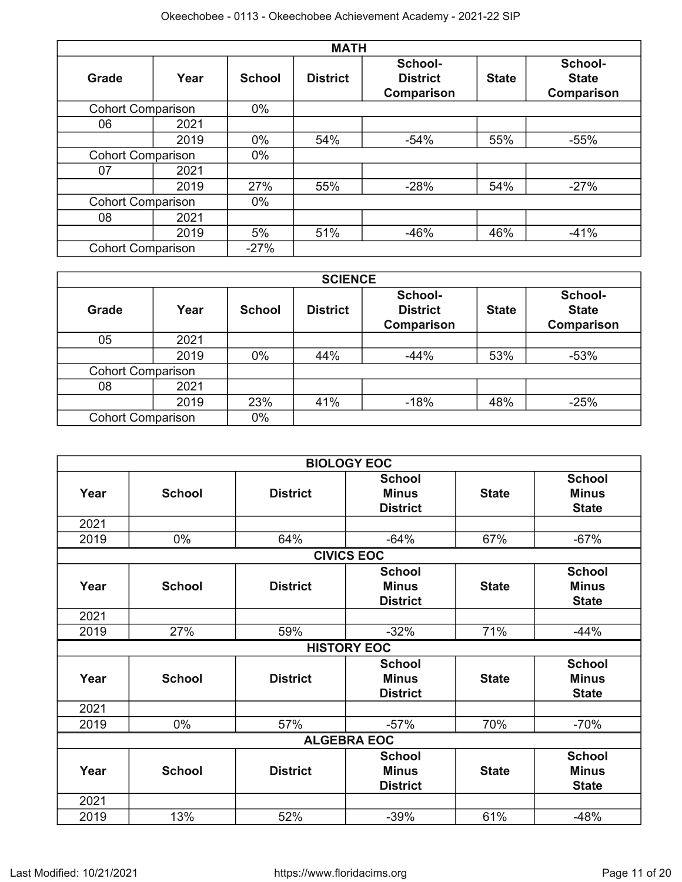| MATH | | | | | | |
|---|---|---|---|---|---|---|
| **Grade** | **Year** | **School** | **District** | **School-District Comparison** | **State** | **School-State Comparison** |
| Cohort Comparison | | 0% | | | | |
| 06 | 2021 | | | | | |
| | 2019 | 0% | 54% | -54% | 55% | -55% |
| Cohort Comparison | | 0% | | | | |
| 07 | 2021 | | | | | |
| | 2019 | 27% | 55% | -28% | 54% | -27% |
| Cohort Comparison | | 0% | | | | |
| 08 | 2021 | | | | | |
| | 2019 | 5% | 51% | -46% | 46% | -41% |
| Cohort Comparison | | -27% | | | | |

| SCIENCE | | | | | | |
|---|---|---|---|---|---|---|
| **Grade** | **Year** | **School** | **District** | **School-District Comparison** | **State** | **School-State Comparison** |
| 05 | 2021 | | | | | |
| | 2019 | 0% | 44% | -44% | 53% | -53% |
| Cohort Comparison | | | | | | |
| 08 | 2021 | | | | | |
| | 2019 | 23% | 41% | -18% | 48% | -25% |
| Cohort Comparison | | 0% | | | | |

| BIOLOGY EOC | | | | | |
|---|---|---|---|---|---|
| **Year** | **School** | **District** | **School Minus District** | **State** | **School Minus State** |
| 2021 | | | | | |
| 2019 | 0% | 64% | -64% | 67% | -67% |

| CIVICS EOC | | | | | |
|---|---|---|---|---|---|
| **Year** | **School** | **District** | **School Minus District** | **State** | **School Minus State** |
| 2021 | | | | | |
| 2019 | 27% | 59% | -32% | 71% | -44% |

| HISTORY EOC | | | | | |
|---|---|---|---|---|---|
| **Year** | **School** | **District** | **School Minus District** | **State** | **School Minus State** |
| 2021 | | | | | |
| 2019 | 0% | 57% | -57% | 70% | -70% |

| ALGEBRA EOC | | | | | |
|---|---|---|---|---|---|
| **Year** | **School** | **District** | **School Minus District** | **State** | **School Minus State** |
| 2021 | | | | | |
| 2019 | 13% | 52% | -39% | 61% | -48% |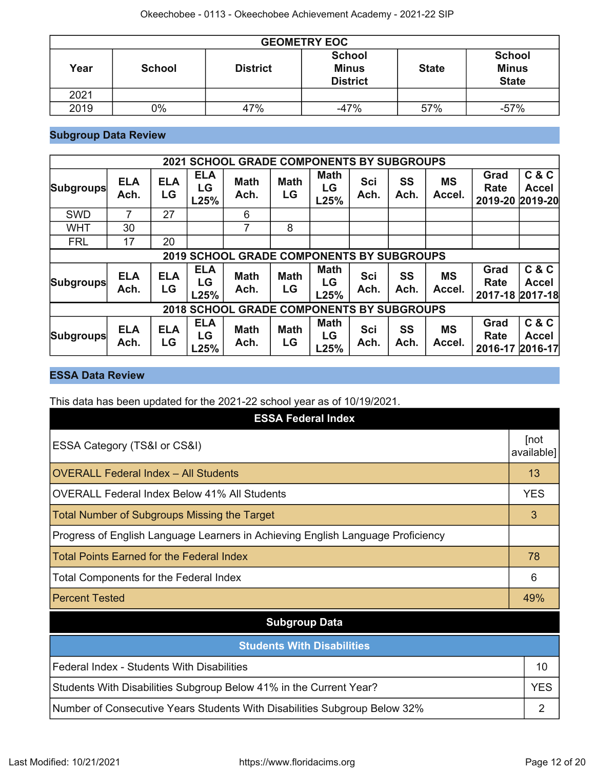| GEOMETRY EOC | | | | | |
|---|---|---|---|---|---|
| Year | School | District | School Minus District | State | School Minus State |
| 2021 | | | | | |
| 2019 | 0% | 47% | -47% | 57% | -57% |

## Subgroup Data Review

| 2021 SCHOOL GRADE COMPONENTS BY SUBGROUPS | | | | | | | | | | | |
|---|---|---|---|---|---|---|---|---|---|---|---|
| Subgroups | ELA Ach. | ELA LG | ELA LG L25% | Math Ach. | Math LG | Math LG L25% | Sci Ach. | SS Ach. | MS Accel. | Grad Rate 2019-20 | C & C Accel 2019-20 |
| SWD | 7 | 27 | | 6 | | | | | | | |
| WHT | 30 | | | 7 | 8 | | | | | | |
| FRL | 17 | 20 | | | | | | | | | |

| 2019 SCHOOL GRADE COMPONENTS BY SUBGROUPS | | | | | | | | | | | |
|---|---|---|---|---|---|---|---|---|---|---|---|
| Subgroups | ELA Ach. | ELA LG | ELA LG L25% | Math Ach. | Math LG | Math LG L25% | Sci Ach. | SS Ach. | MS Accel. | Grad Rate 2017-18 | C & C Accel 2017-18 |

| 2018 SCHOOL GRADE COMPONENTS BY SUBGROUPS | | | | | | | | | | | |
|---|---|---|---|---|---|---|---|---|---|---|---|
| Subgroups | ELA Ach. | ELA LG | ELA LG L25% | Math Ach. | Math LG | Math LG L25% | Sci Ach. | SS Ach. | MS Accel. | Grad Rate 2016-17 | C & C Accel 2016-17 |

## ESSA Data Review

This data has been updated for the 2021-22 school year as of 10/19/2021.

| ESSA Federal Index | |
|---|---|
| ESSA Category (TS&I or CS&I) | [not available] |
| OVERALL Federal Index – All Students | 13 |
| OVERALL Federal Index Below 41% All Students | YES |
| Total Number of Subgroups Missing the Target | 3 |
| Progress of English Language Learners in Achieving English Language Proficiency | |
| Total Points Earned for the Federal Index | 78 |
| Total Components for the Federal Index | 6 |
| Percent Tested | 49% |

**Subgroup Data**

| Students With Disabilities | |
|---|---|
| Federal Index - Students With Disabilities | 10 |
| Students With Disabilities Subgroup Below 41% in the Current Year? | YES |
| Number of Consecutive Years Students With Disabilities Subgroup Below 32% | 2 |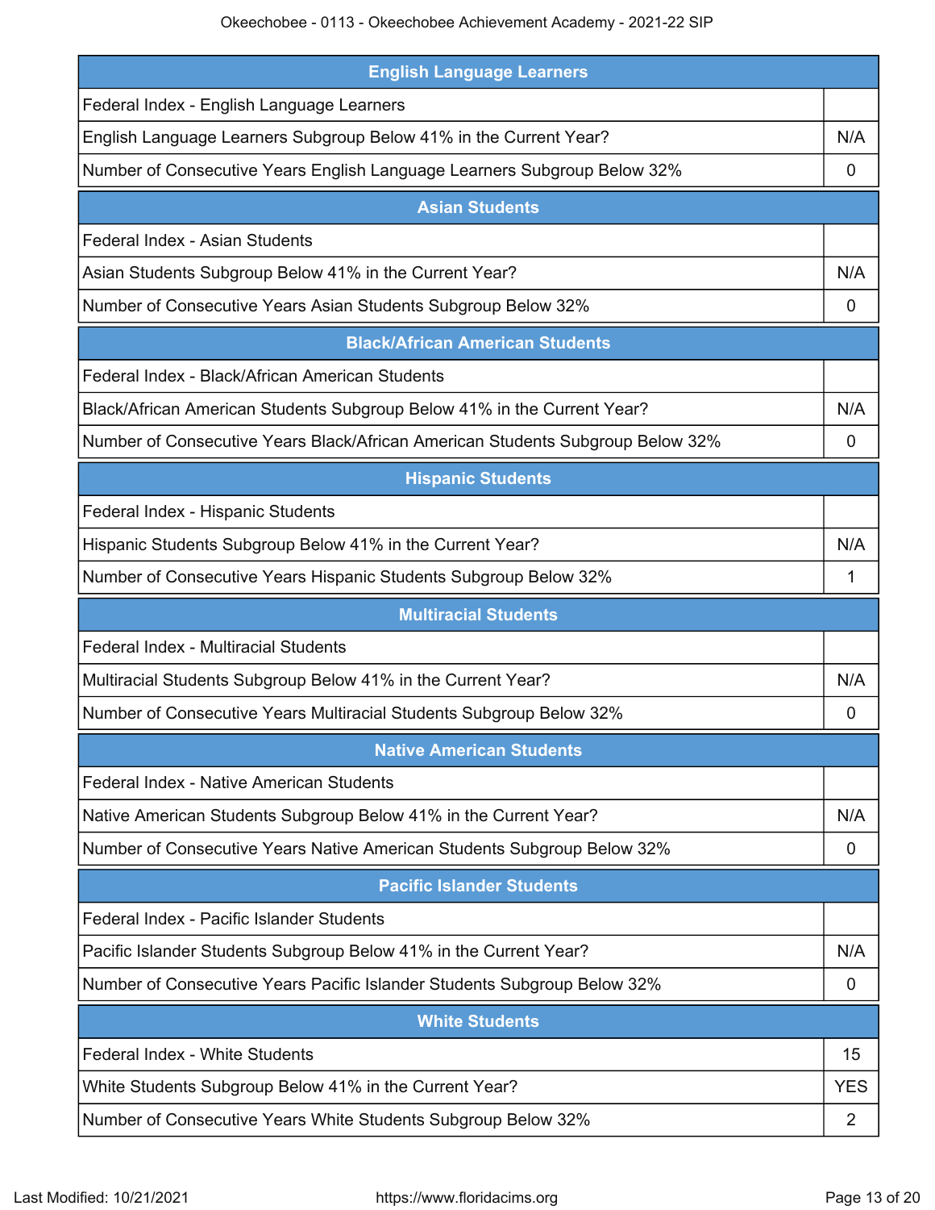| English Language Learners | |
|---|---|
| Federal Index - English Language Learners | |
| English Language Learners Subgroup Below 41% in the Current Year? | N/A |
| Number of Consecutive Years English Language Learners Subgroup Below 32% | 0 |

| Asian Students | |
|---|---|
| Federal Index - Asian Students | |
| Asian Students Subgroup Below 41% in the Current Year? | N/A |
| Number of Consecutive Years Asian Students Subgroup Below 32% | 0 |

| Black/African American Students | |
|---|---|
| Federal Index - Black/African American Students | |
| Black/African American Students Subgroup Below 41% in the Current Year? | N/A |
| Number of Consecutive Years Black/African American Students Subgroup Below 32% | 0 |

| Hispanic Students | |
|---|---|
| Federal Index - Hispanic Students | |
| Hispanic Students Subgroup Below 41% in the Current Year? | N/A |
| Number of Consecutive Years Hispanic Students Subgroup Below 32% | 1 |

| Multiracial Students | |
|---|---|
| Federal Index - Multiracial Students | |
| Multiracial Students Subgroup Below 41% in the Current Year? | N/A |
| Number of Consecutive Years Multiracial Students Subgroup Below 32% | 0 |

| Native American Students | |
|---|---|
| Federal Index - Native American Students | |
| Native American Students Subgroup Below 41% in the Current Year? | N/A |
| Number of Consecutive Years Native American Students Subgroup Below 32% | 0 |

| Pacific Islander Students | |
|---|---|
| Federal Index - Pacific Islander Students | |
| Pacific Islander Students Subgroup Below 41% in the Current Year? | N/A |
| Number of Consecutive Years Pacific Islander Students Subgroup Below 32% | 0 |

| White Students | |
|---|---|
| Federal Index - White Students | 15 |
| White Students Subgroup Below 41% in the Current Year? | YES |
| Number of Consecutive Years White Students Subgroup Below 32% | 2 |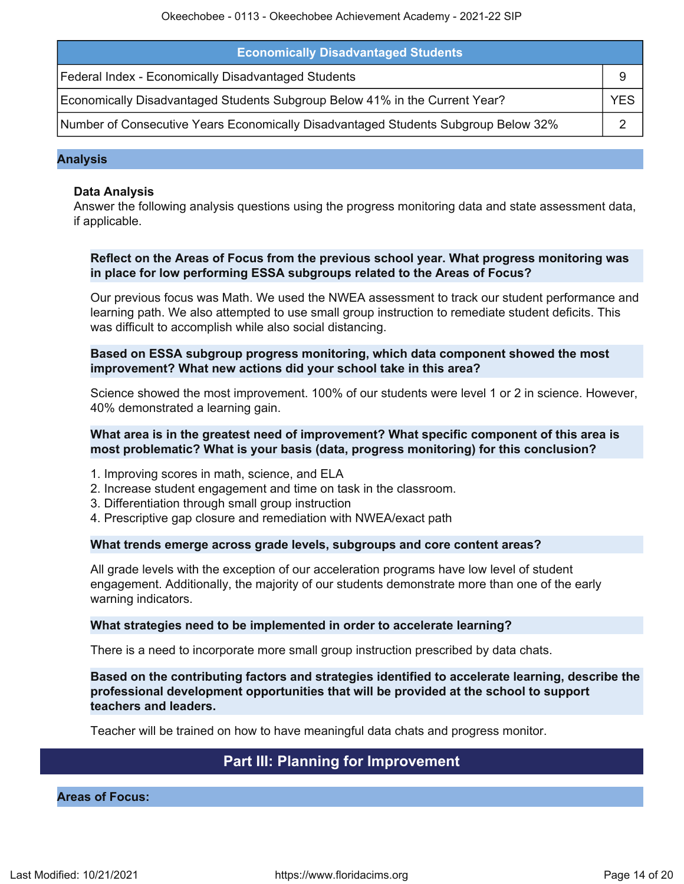| Economically Disadvantaged Students | |
|---|---|
| Federal Index - Economically Disadvantaged Students | 9 |
| Economically Disadvantaged Students Subgroup Below 41% in the Current Year? | YES |
| Number of Consecutive Years Economically Disadvantaged Students Subgroup Below 32% | 2 |

## Analysis

### Data Analysis

Answer the following analysis questions using the progress monitoring data and state assessment data, if applicable.

**Reflect on the Areas of Focus from the previous school year. What progress monitoring was in place for low performing ESSA subgroups related to the Areas of Focus?**

Our previous focus was Math. We used the NWEA assessment to track our student performance and learning path. We also attempted to use small group instruction to remediate student deficits. This was difficult to accomplish while also social distancing.

**Based on ESSA subgroup progress monitoring, which data component showed the most improvement? What new actions did your school take in this area?**

Science showed the most improvement. 100% of our students were level 1 or 2 in science. However, 40% demonstrated a learning gain.

**What area is in the greatest need of improvement? What specific component of this area is most problematic? What is your basis (data, progress monitoring) for this conclusion?**

1. Improving scores in math, science, and ELA
2. Increase student engagement and time on task in the classroom.
3. Differentiation through small group instruction
4. Prescriptive gap closure and remediation with NWEA/exact path

**What trends emerge across grade levels, subgroups and core content areas?**

All grade levels with the exception of our acceleration programs have low level of student engagement. Additionally, the majority of our students demonstrate more than one of the early warning indicators.

**What strategies need to be implemented in order to accelerate learning?**

There is a need to incorporate more small group instruction prescribed by data chats.

**Based on the contributing factors and strategies identified to accelerate learning, describe the professional development opportunities that will be provided at the school to support teachers and leaders.**

Teacher will be trained on how to have meaningful data chats and progress monitor.

# Part III: Planning for Improvement

## Areas of Focus: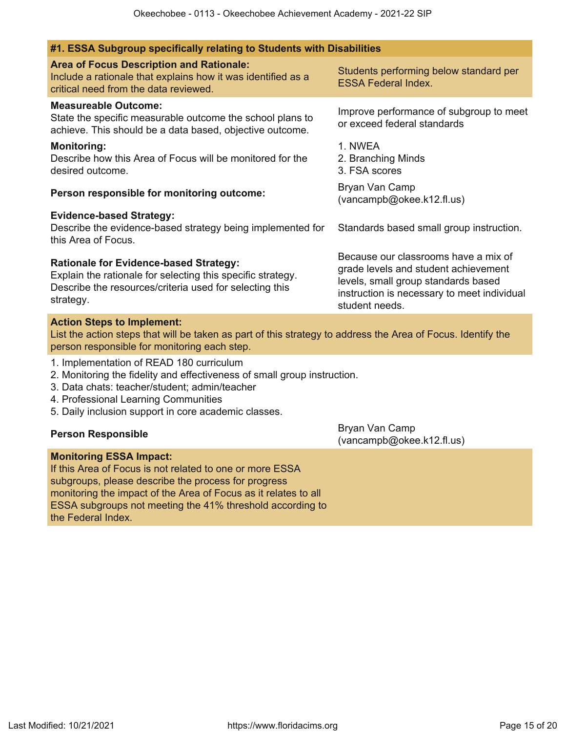### #1. ESSA Subgroup specifically relating to Students with Disabilities

**Area of Focus Description and Rationale:**
Include a rationale that explains how it was identified as a critical need from the data reviewed.

Students performing below standard per ESSA Federal Index.

**Measureable Outcome:**
State the specific measurable outcome the school plans to achieve. This should be a data based, objective outcome.

Improve performance of subgroup to meet or exceed federal standards

**Monitoring:**
Describe how this Area of Focus will be monitored for the desired outcome.

1. NWEA
2. Branching Minds
3. FSA scores

**Person responsible for monitoring outcome:**

Bryan Van Camp (vancampb@okee.k12.fl.us)

**Evidence-based Strategy:**
Describe the evidence-based strategy being implemented for this Area of Focus.

Standards based small group instruction.

**Rationale for Evidence-based Strategy:**
Explain the rationale for selecting this specific strategy. Describe the resources/criteria used for selecting this strategy.

Because our classrooms have a mix of grade levels and student achievement levels, small group standards based instruction is necessary to meet individual student needs.

**Action Steps to Implement:**
List the action steps that will be taken as part of this strategy to address the Area of Focus. Identify the person responsible for monitoring each step.

1. Implementation of READ 180 curriculum
2. Monitoring the fidelity and effectiveness of small group instruction.
3. Data chats: teacher/student; admin/teacher
4. Professional Learning Communities
5. Daily inclusion support in core academic classes.

**Person Responsible**

Bryan Van Camp (vancampb@okee.k12.fl.us)

**Monitoring ESSA Impact:**
If this Area of Focus is not related to one or more ESSA subgroups, please describe the process for progress monitoring the impact of the Area of Focus as it relates to all ESSA subgroups not meeting the 41% threshold according to the Federal Index.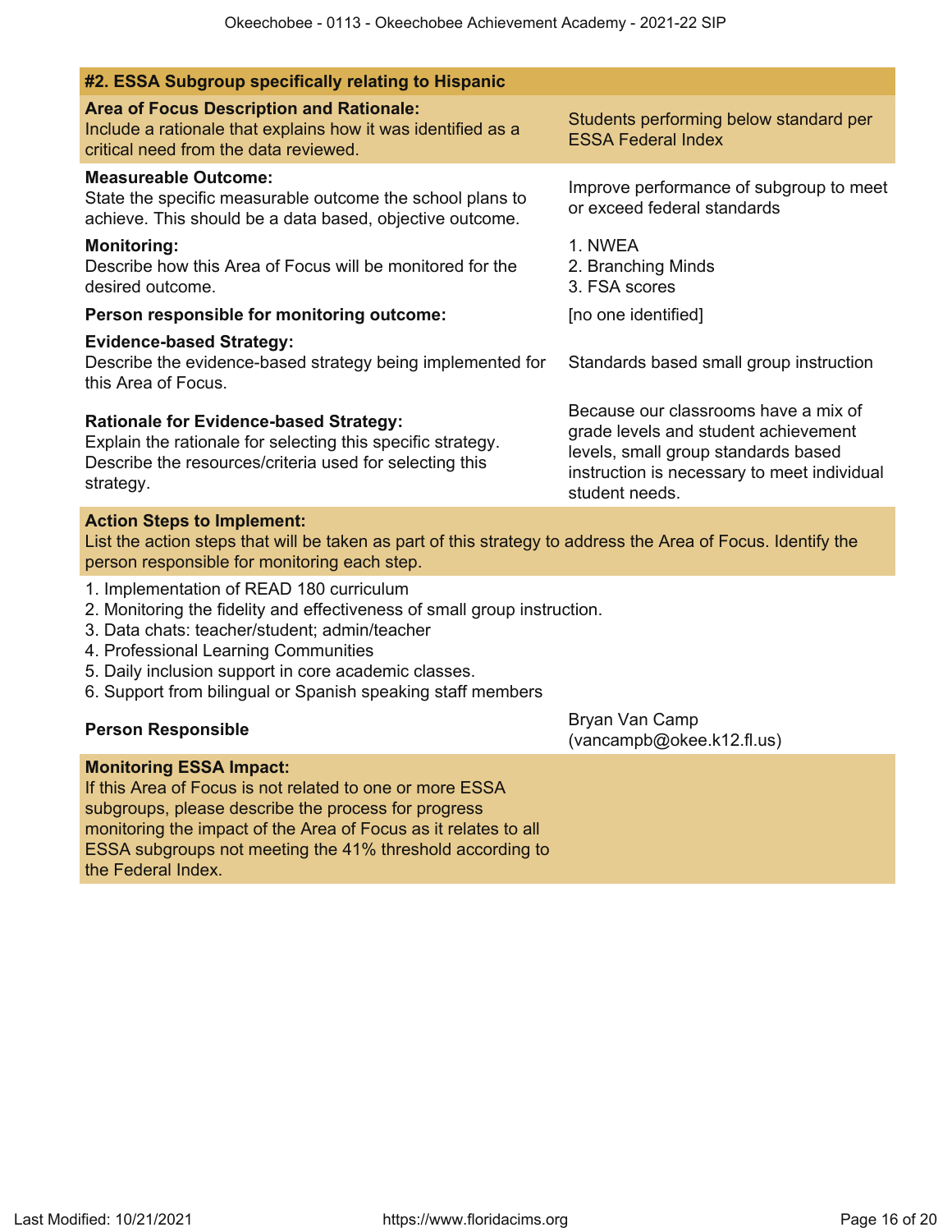### #2. ESSA Subgroup specifically relating to Hispanic

| | |
|---|---|
| **Area of Focus Description and Rationale:** Include a rationale that explains how it was identified as a critical need from the data reviewed. | Students performing below standard per ESSA Federal Index |
| **Measureable Outcome:** State the specific measurable outcome the school plans to achieve. This should be a data based, objective outcome. | Improve performance of subgroup to meet or exceed federal standards |
| **Monitoring:** Describe how this Area of Focus will be monitored for the desired outcome. | 1. NWEA<br>2. Branching Minds<br>3. FSA scores |
| **Person responsible for monitoring outcome:** | [no one identified] |
| **Evidence-based Strategy:** Describe the evidence-based strategy being implemented for this Area of Focus. | Standards based small group instruction |
| **Rationale for Evidence-based Strategy:** Explain the rationale for selecting this specific strategy. Describe the resources/criteria used for selecting this strategy. | Because our classrooms have a mix of grade levels and student achievement levels, small group standards based instruction is necessary to meet individual student needs. |

**Action Steps to Implement:**
List the action steps that will be taken as part of this strategy to address the Area of Focus. Identify the person responsible for monitoring each step.

1. Implementation of READ 180 curriculum
2. Monitoring the fidelity and effectiveness of small group instruction.
3. Data chats: teacher/student; admin/teacher
4. Professional Learning Communities
5. Daily inclusion support in core academic classes.
6. Support from bilingual or Spanish speaking staff members

| | |
|---|---|
| **Person Responsible** | Bryan Van Camp (vancampb@okee.k12.fl.us) |

**Monitoring ESSA Impact:**
If this Area of Focus is not related to one or more ESSA subgroups, please describe the process for progress monitoring the impact of the Area of Focus as it relates to all ESSA subgroups not meeting the 41% threshold according to the Federal Index.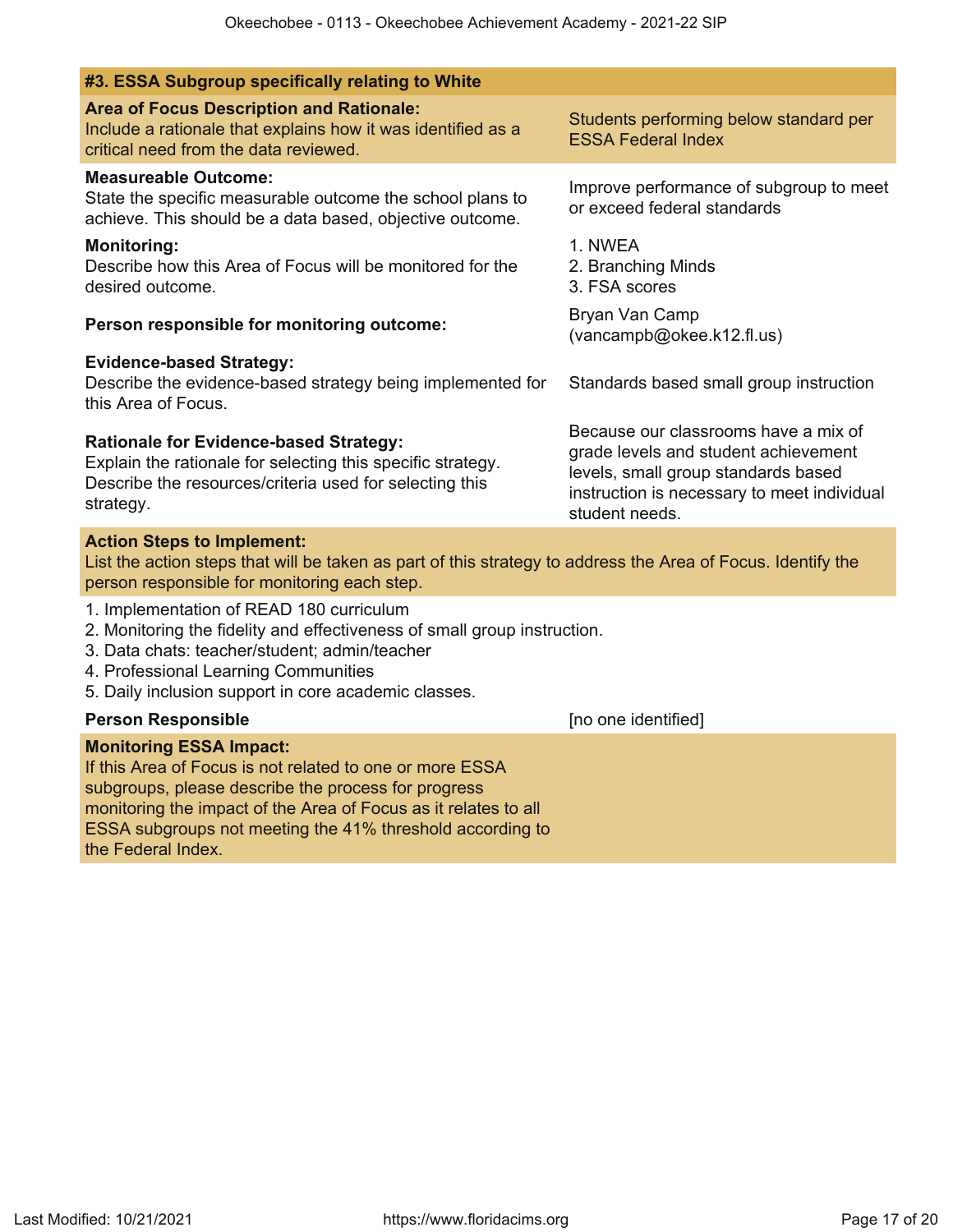### #3. ESSA Subgroup specifically relating to White

| | |
|---|---|
| **Area of Focus Description and Rationale:** Include a rationale that explains how it was identified as a critical need from the data reviewed. | Students performing below standard per ESSA Federal Index |
| **Measureable Outcome:** State the specific measurable outcome the school plans to achieve. This should be a data based, objective outcome. | Improve performance of subgroup to meet or exceed federal standards |
| **Monitoring:** Describe how this Area of Focus will be monitored for the desired outcome. | 1. NWEA<br>2. Branching Minds<br>3. FSA scores |
| **Person responsible for monitoring outcome:** | Bryan Van Camp (vancampb@okee.k12.fl.us) |
| **Evidence-based Strategy:** Describe the evidence-based strategy being implemented for this Area of Focus. | Standards based small group instruction |
| **Rationale for Evidence-based Strategy:** Explain the rationale for selecting this specific strategy. Describe the resources/criteria used for selecting this strategy. | Because our classrooms have a mix of grade levels and student achievement levels, small group standards based instruction is necessary to meet individual student needs. |

**Action Steps to Implement:**
List the action steps that will be taken as part of this strategy to address the Area of Focus. Identify the person responsible for monitoring each step.

1. Implementation of READ 180 curriculum
2. Monitoring the fidelity and effectiveness of small group instruction.
3. Data chats: teacher/student; admin/teacher
4. Professional Learning Communities
5. Daily inclusion support in core academic classes.

**Person Responsible** [no one identified]

**Monitoring ESSA Impact:**
If this Area of Focus is not related to one or more ESSA subgroups, please describe the process for progress monitoring the impact of the Area of Focus as it relates to all ESSA subgroups not meeting the 41% threshold according to the Federal Index.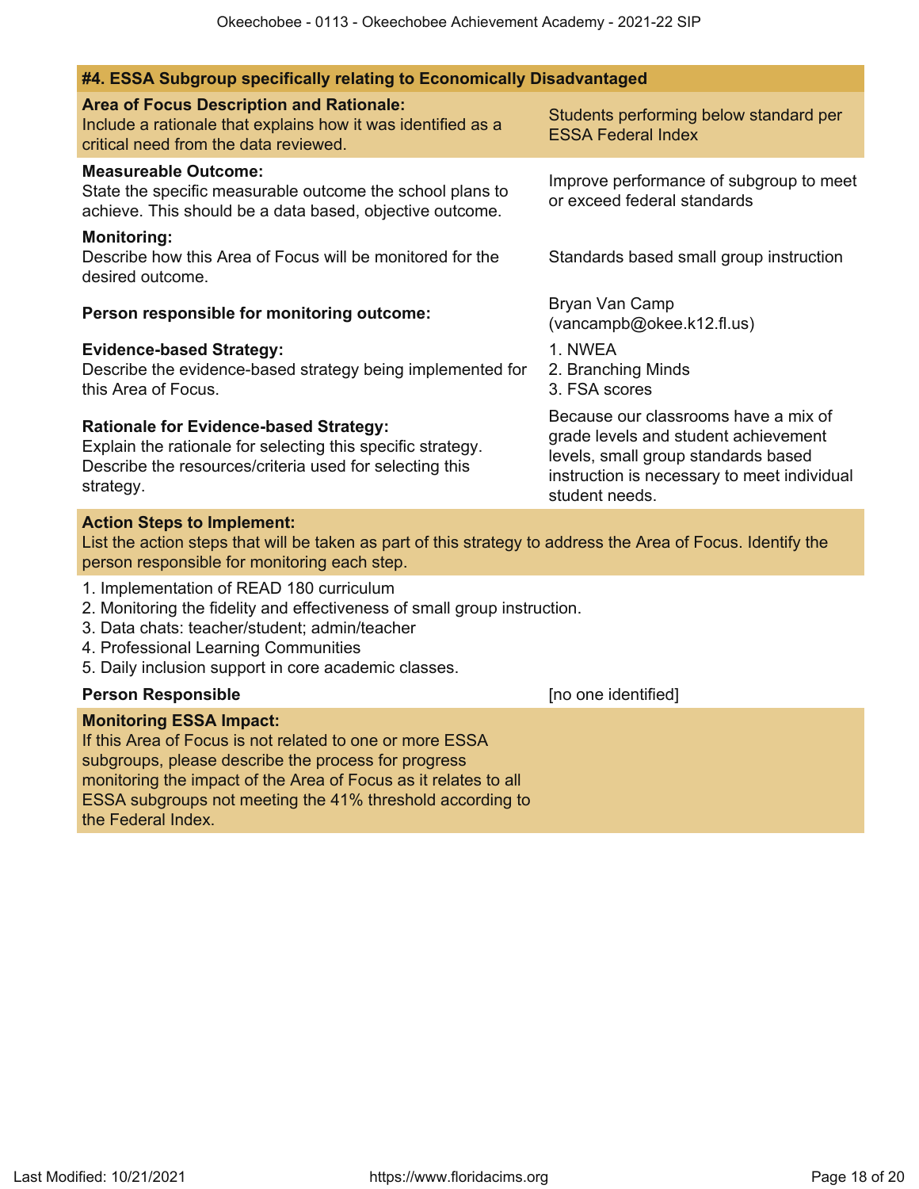### #4. ESSA Subgroup specifically relating to Economically Disadvantaged

**Area of Focus Description and Rationale:**
Include a rationale that explains how it was identified as a critical need from the data reviewed.

Students performing below standard per ESSA Federal Index

**Measureable Outcome:**
State the specific measurable outcome the school plans to achieve. This should be a data based, objective outcome.

Improve performance of subgroup to meet or exceed federal standards

**Monitoring:**
Describe how this Area of Focus will be monitored for the desired outcome.

Standards based small group instruction

**Person responsible for monitoring outcome:**

Bryan Van Camp (vancampb@okee.k12.fl.us)

**Evidence-based Strategy:**
Describe the evidence-based strategy being implemented for this Area of Focus.

1. NWEA
2. Branching Minds
3. FSA scores

**Rationale for Evidence-based Strategy:**
Explain the rationale for selecting this specific strategy. Describe the resources/criteria used for selecting this strategy.

Because our classrooms have a mix of grade levels and student achievement levels, small group standards based instruction is necessary to meet individual student needs.

**Action Steps to Implement:**
List the action steps that will be taken as part of this strategy to address the Area of Focus. Identify the person responsible for monitoring each step.

1. Implementation of READ 180 curriculum
2. Monitoring the fidelity and effectiveness of small group instruction.
3. Data chats: teacher/student; admin/teacher
4. Professional Learning Communities
5. Daily inclusion support in core academic classes.

**Person Responsible** [no one identified]

**Monitoring ESSA Impact:**
If this Area of Focus is not related to one or more ESSA subgroups, please describe the process for progress monitoring the impact of the Area of Focus as it relates to all ESSA subgroups not meeting the 41% threshold according to the Federal Index.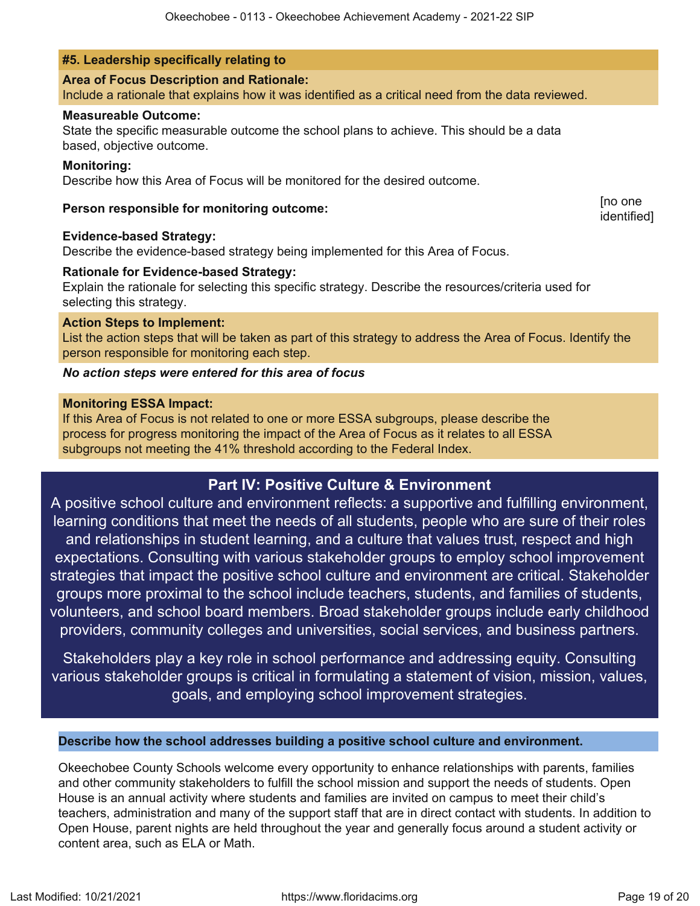### #5. Leadership specifically relating to

**Area of Focus Description and Rationale:**
Include a rationale that explains how it was identified as a critical need from the data reviewed.

**Measureable Outcome:**
State the specific measurable outcome the school plans to achieve. This should be a data based, objective outcome.

**Monitoring:**
Describe how this Area of Focus will be monitored for the desired outcome.

**Person responsible for monitoring outcome:** [no one identified]

**Evidence-based Strategy:**
Describe the evidence-based strategy being implemented for this Area of Focus.

**Rationale for Evidence-based Strategy:**
Explain the rationale for selecting this specific strategy. Describe the resources/criteria used for selecting this strategy.

**Action Steps to Implement:**
List the action steps that will be taken as part of this strategy to address the Area of Focus. Identify the person responsible for monitoring each step.

***No action steps were entered for this area of focus***

**Monitoring ESSA Impact:**
If this Area of Focus is not related to one or more ESSA subgroups, please describe the process for progress monitoring the impact of the Area of Focus as it relates to all ESSA subgroups not meeting the 41% threshold according to the Federal Index.

## Part IV: Positive Culture & Environment

A positive school culture and environment reflects: a supportive and fulfilling environment, learning conditions that meet the needs of all students, people who are sure of their roles and relationships in student learning, and a culture that values trust, respect and high expectations. Consulting with various stakeholder groups to employ school improvement strategies that impact the positive school culture and environment are critical. Stakeholder groups more proximal to the school include teachers, students, and families of students, volunteers, and school board members. Broad stakeholder groups include early childhood providers, community colleges and universities, social services, and business partners.

Stakeholders play a key role in school performance and addressing equity. Consulting various stakeholder groups is critical in formulating a statement of vision, mission, values, goals, and employing school improvement strategies.

### Describe how the school addresses building a positive school culture and environment.

Okeechobee County Schools welcome every opportunity to enhance relationships with parents, families and other community stakeholders to fulfill the school mission and support the needs of students. Open House is an annual activity where students and families are invited on campus to meet their child's teachers, administration and many of the support staff that are in direct contact with students. In addition to Open House, parent nights are held throughout the year and generally focus around a student activity or content area, such as ELA or Math.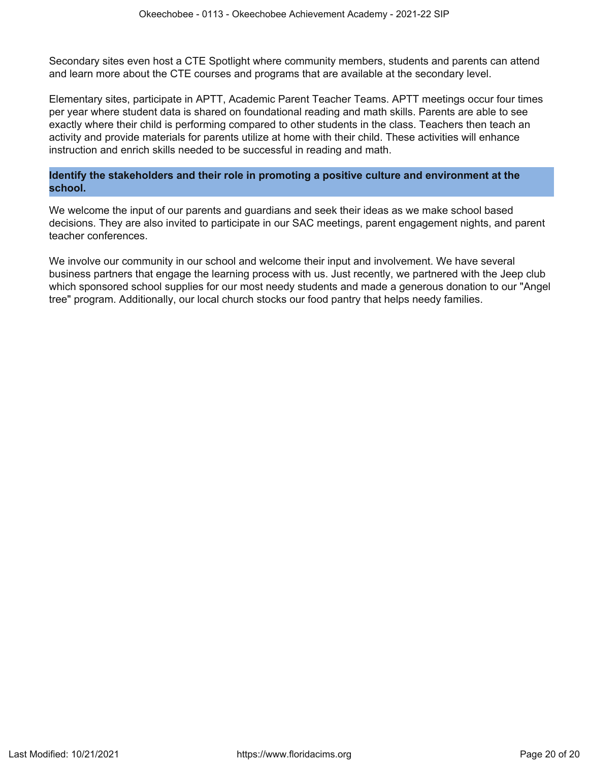Secondary sites even host a CTE Spotlight where community members, students and parents can attend and learn more about the CTE courses and programs that are available at the secondary level.

Elementary sites, participate in APTT, Academic Parent Teacher Teams. APTT meetings occur four times per year where student data is shared on foundational reading and math skills. Parents are able to see exactly where their child is performing compared to other students in the class. Teachers then teach an activity and provide materials for parents utilize at home with their child. These activities will enhance instruction and enrich skills needed to be successful in reading and math.

**Identify the stakeholders and their role in promoting a positive culture and environment at the school.**

We welcome the input of our parents and guardians and seek their ideas as we make school based decisions. They are also invited to participate in our SAC meetings, parent engagement nights, and parent teacher conferences.

We involve our community in our school and welcome their input and involvement. We have several business partners that engage the learning process with us. Just recently, we partnered with the Jeep club which sponsored school supplies for our most needy students and made a generous donation to our "Angel tree" program. Additionally, our local church stocks our food pantry that helps needy families.